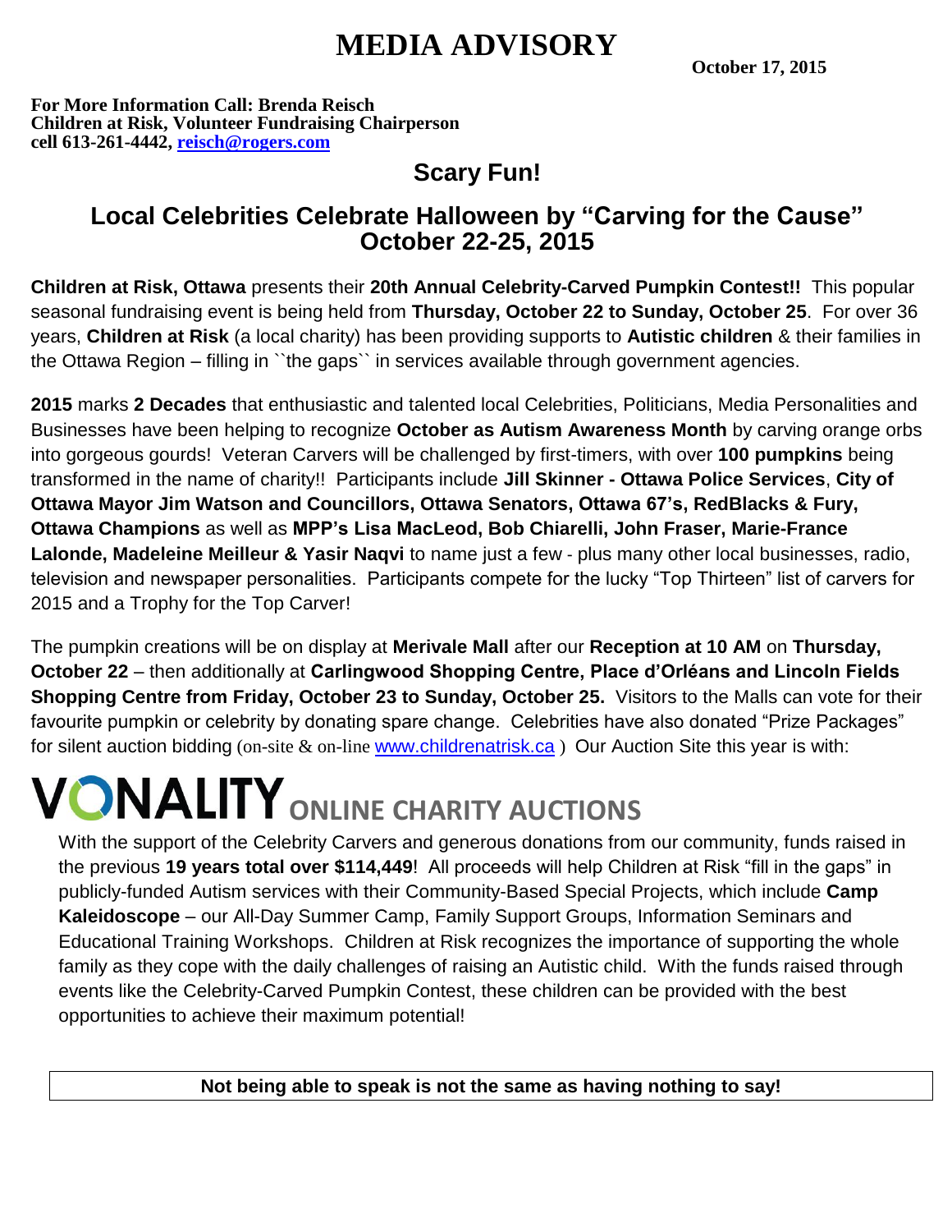# MEDIA ADVISORY

**October 17, 2015**

**For More Information Call: Brenda Reisch**
**Children at Risk, Volunteer Fundraising Chairperson**
**cell 613-261-4442, [reisch@rogers.com](mailto:reisch@rogers.com)**

## Scary Fun!

## Local Celebrities Celebrate Halloween by "Carving for the Cause" October 22-25, 2015

**Children at Risk, Ottawa** presents their **20th Annual Celebrity-Carved Pumpkin Contest!!** This popular seasonal fundraising event is being held from **Thursday, October 22 to Sunday, October 25**. For over 36 years, **Children at Risk** (a local charity) has been providing supports to **Autistic children** & their families in the Ottawa Region – filling in ``the gaps`` in services available through government agencies.

**2015** marks **2 Decades** that enthusiastic and talented local Celebrities, Politicians, Media Personalities and Businesses have been helping to recognize **October as Autism Awareness Month** by carving orange orbs into gorgeous gourds! Veteran Carvers will be challenged by first-timers, with over **100 pumpkins** being transformed in the name of charity!! Participants include **Jill Skinner - Ottawa Police Services**, **City of Ottawa Mayor Jim Watson and Councillors, Ottawa Senators, Ottawa 67's, RedBlacks & Fury, Ottawa Champions** as well as **MPP's Lisa MacLeod, Bob Chiarelli, John Fraser, Marie-France Lalonde, Madeleine Meilleur & Yasir Naqvi** to name just a few - plus many other local businesses, radio, television and newspaper personalities. Participants compete for the lucky "Top Thirteen" list of carvers for 2015 and a Trophy for the Top Carver!

The pumpkin creations will be on display at **Merivale Mall** after our **Reception at 10 AM** on **Thursday, October 22** – then additionally at **Carlingwood Shopping Centre, Place d'Orléans and Lincoln Fields Shopping Centre from Friday, October 23 to Sunday, October 25.** Visitors to the Malls can vote for their favourite pumpkin or celebrity by donating spare change. Celebrities have also donated "Prize Packages" for silent auction bidding (on-site & on-line [www.childrenatrisk.ca](http://www.childrenatrisk.ca) ) Our Auction Site this year is with:

**VONALITY ONLINE CHARITY AUCTIONS**

With the support of the Celebrity Carvers and generous donations from our community, funds raised in the previous **19 years total over $114,449**! All proceeds will help Children at Risk "fill in the gaps" in publicly-funded Autism services with their Community-Based Special Projects, which include **Camp Kaleidoscope** – our All-Day Summer Camp, Family Support Groups, Information Seminars and Educational Training Workshops. Children at Risk recognizes the importance of supporting the whole family as they cope with the daily challenges of raising an Autistic child. With the funds raised through events like the Celebrity-Carved Pumpkin Contest, these children can be provided with the best opportunities to achieve their maximum potential!

**Not being able to speak is not the same as having nothing to say!**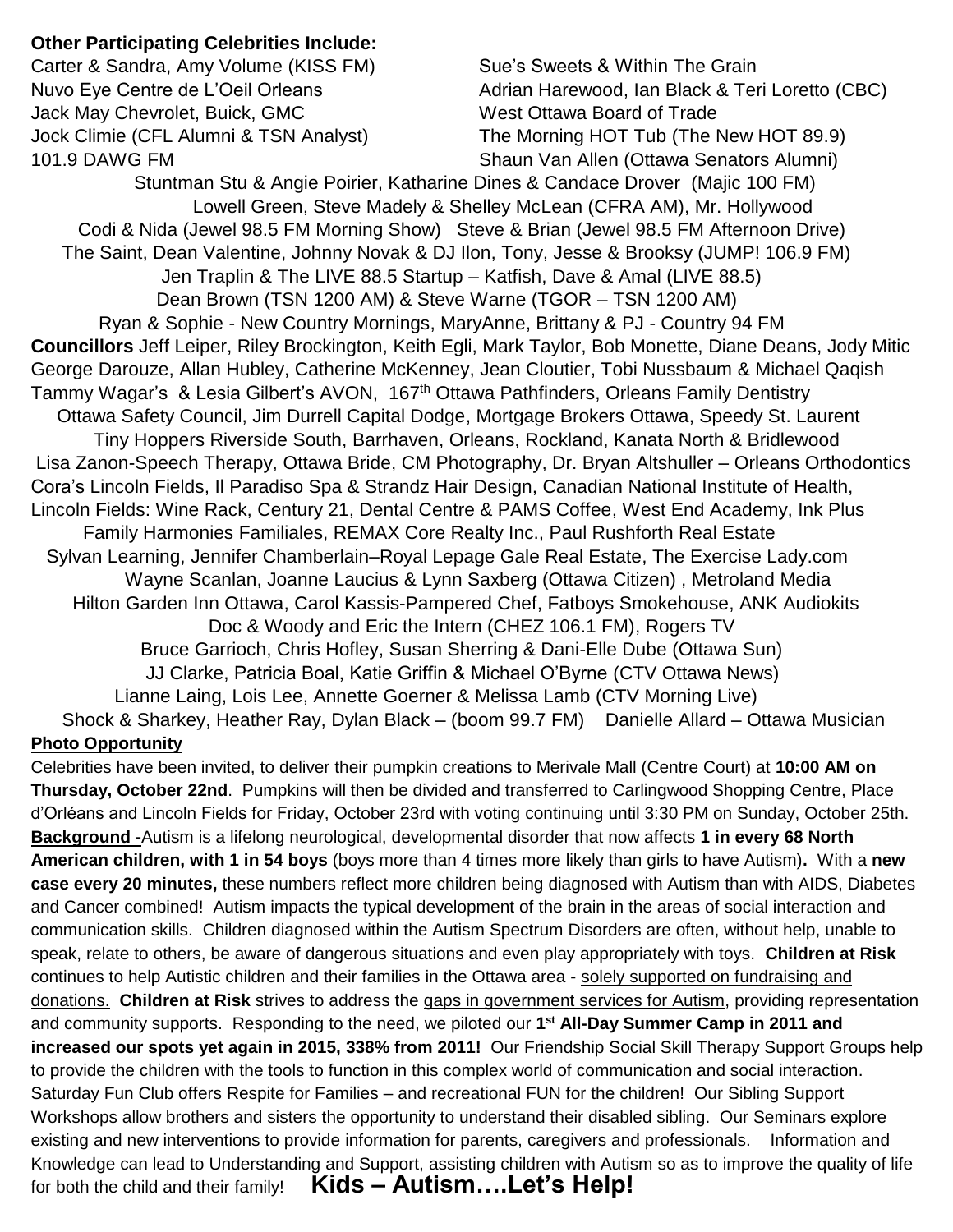**Other Participating Celebrities Include:**

Carter & Sandra, Amy Volume (KISS FM)
Nuvo Eye Centre de L'Oeil Orleans
Jack May Chevrolet, Buick, GMC
Jock Climie (CFL Alumni & TSN Analyst)
101.9 DAWG FM
Sue's Sweets & Within The Grain
Adrian Harewood, Ian Black & Teri Loretto (CBC)
West Ottawa Board of Trade
The Morning HOT Tub (The New HOT 89.9)
Shaun Van Allen (Ottawa Senators Alumni)

Stuntman Stu & Angie Poirier, Katharine Dines & Candace Drover (Majic 100 FM)
Lowell Green, Steve Madely & Shelley McLean (CFRA AM), Mr. Hollywood
Codi & Nida (Jewel 98.5 FM Morning Show) Steve & Brian (Jewel 98.5 FM Afternoon Drive)
The Saint, Dean Valentine, Johnny Novak & DJ Ilon, Tony, Jesse & Brooksy (JUMP! 106.9 FM)
Jen Traplin & The LIVE 88.5 Startup – Katfish, Dave & Amal (LIVE 88.5)
Dean Brown (TSN 1200 AM) & Steve Warne (TGOR – TSN 1200 AM)
Ryan & Sophie - New Country Mornings, MaryAnne, Brittany & PJ - Country 94 FM
**Councillors** Jeff Leiper, Riley Brockington, Keith Egli, Mark Taylor, Bob Monette, Diane Deans, Jody Mitic George Darouze, Allan Hubley, Catherine McKenney, Jean Cloutier, Tobi Nussbaum & Michael Qaqish
Tammy Wagar's & Lesia Gilbert's AVON, 167th Ottawa Pathfinders, Orleans Family Dentistry
Ottawa Safety Council, Jim Durrell Capital Dodge, Mortgage Brokers Ottawa, Speedy St. Laurent
Tiny Hoppers Riverside South, Barrhaven, Orleans, Rockland, Kanata North & Bridlewood
Lisa Zanon-Speech Therapy, Ottawa Bride, CM Photography, Dr. Bryan Altshuller – Orleans Orthodontics
Cora's Lincoln Fields, Il Paradiso Spa & Strandz Hair Design, Canadian National Institute of Health,
Lincoln Fields: Wine Rack, Century 21, Dental Centre & PAMS Coffee, West End Academy, Ink Plus
Family Harmonies Familiales, REMAX Core Realty Inc., Paul Rushforth Real Estate
Sylvan Learning, Jennifer Chamberlain–Royal Lepage Gale Real Estate, The Exercise Lady.com
Wayne Scanlan, Joanne Laucius & Lynn Saxberg (Ottawa Citizen) , Metroland Media
Hilton Garden Inn Ottawa, Carol Kassis-Pampered Chef, Fatboys Smokehouse, ANK Audiokits
Doc & Woody and Eric the Intern (CHEZ 106.1 FM), Rogers TV
Bruce Garrioch, Chris Hofley, Susan Sherring & Dani-Elle Dube (Ottawa Sun)
JJ Clarke, Patricia Boal, Katie Griffin & Michael O'Byrne (CTV Ottawa News)
Lianne Laing, Lois Lee, Annette Goerner & Melissa Lamb (CTV Morning Live)
Shock & Sharkey, Heather Ray, Dylan Black – (boom 99.7 FM) Danielle Allard – Ottawa Musician

**Photo Opportunity**

Celebrities have been invited, to deliver their pumpkin creations to Merivale Mall (Centre Court) at **10:00 AM on Thursday, October 22nd**. Pumpkins will then be divided and transferred to Carlingwood Shopping Centre, Place d'Orléans and Lincoln Fields for Friday, October 23rd with voting continuing until 3:30 PM on Sunday, October 25th.

**Background -** Autism is a lifelong neurological, developmental disorder that now affects **1 in every 68 North American children, with 1 in 54 boys** (boys more than 4 times more likely than girls to have Autism)**.** With a **new case every 20 minutes,** these numbers reflect more children being diagnosed with Autism than with AIDS, Diabetes and Cancer combined! Autism impacts the typical development of the brain in the areas of social interaction and communication skills. Children diagnosed within the Autism Spectrum Disorders are often, without help, unable to speak, relate to others, be aware of dangerous situations and even play appropriately with toys. **Children at Risk** continues to help Autistic children and their families in the Ottawa area - solely supported on fundraising and donations. **Children at Risk** strives to address the gaps in government services for Autism, providing representation and community supports. Responding to the need, we piloted our **1st All-Day Summer Camp in 2011 and increased our spots yet again in 2015, 338% from 2011!** Our Friendship Social Skill Therapy Support Groups help to provide the children with the tools to function in this complex world of communication and social interaction. Saturday Fun Club offers Respite for Families – and recreational FUN for the children! Our Sibling Support Workshops allow brothers and sisters the opportunity to understand their disabled sibling. Our Seminars explore existing and new interventions to provide information for parents, caregivers and professionals. Information and Knowledge can lead to Understanding and Support, assisting children with Autism so as to improve the quality of life for both the child and their family! **Kids – Autism….Let's Help!**